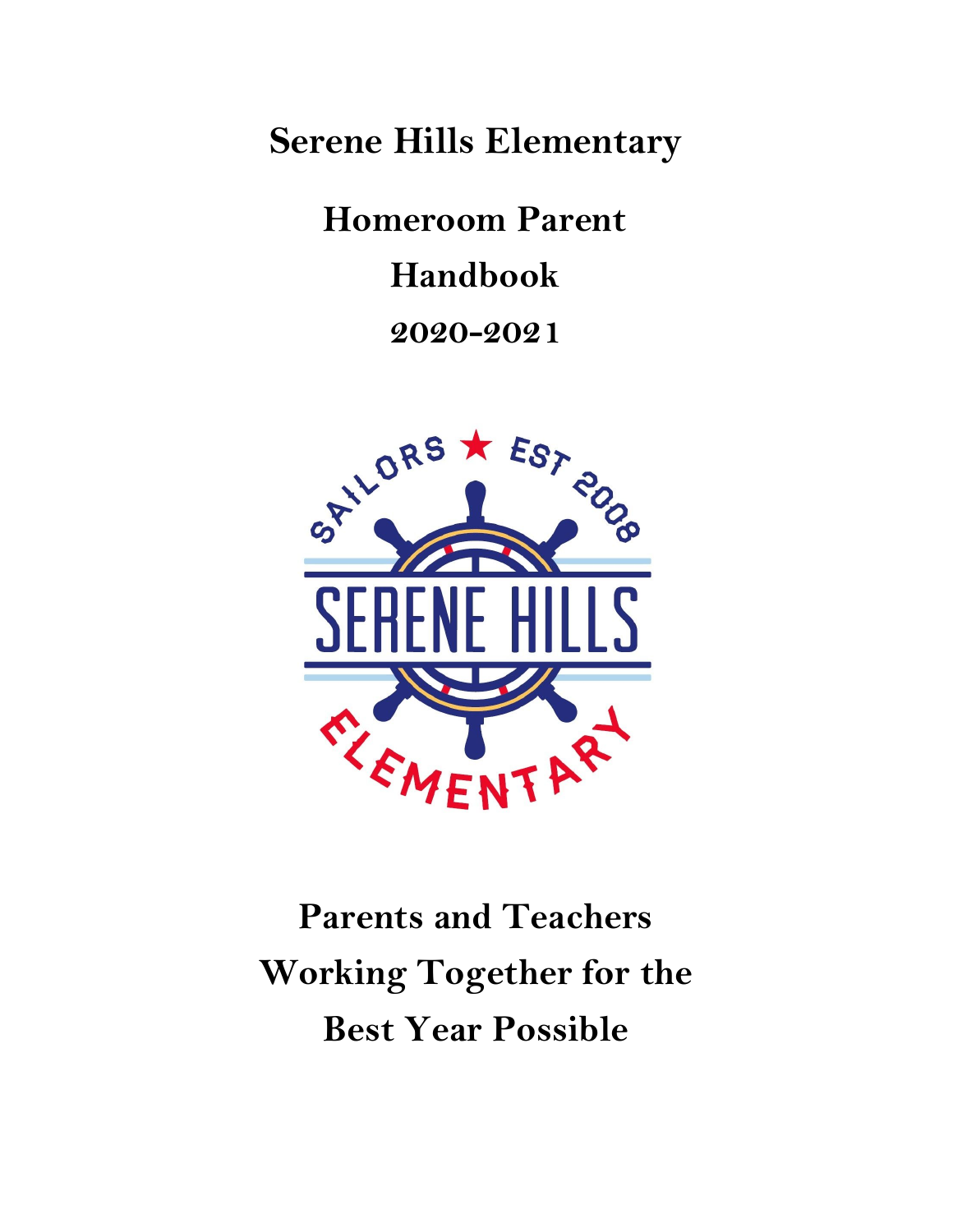# Serene Hills Elementary

## Homeroom Parent Handbook

## 2020-2021

**Parents and Teachers Working Together for the Best Year Possible**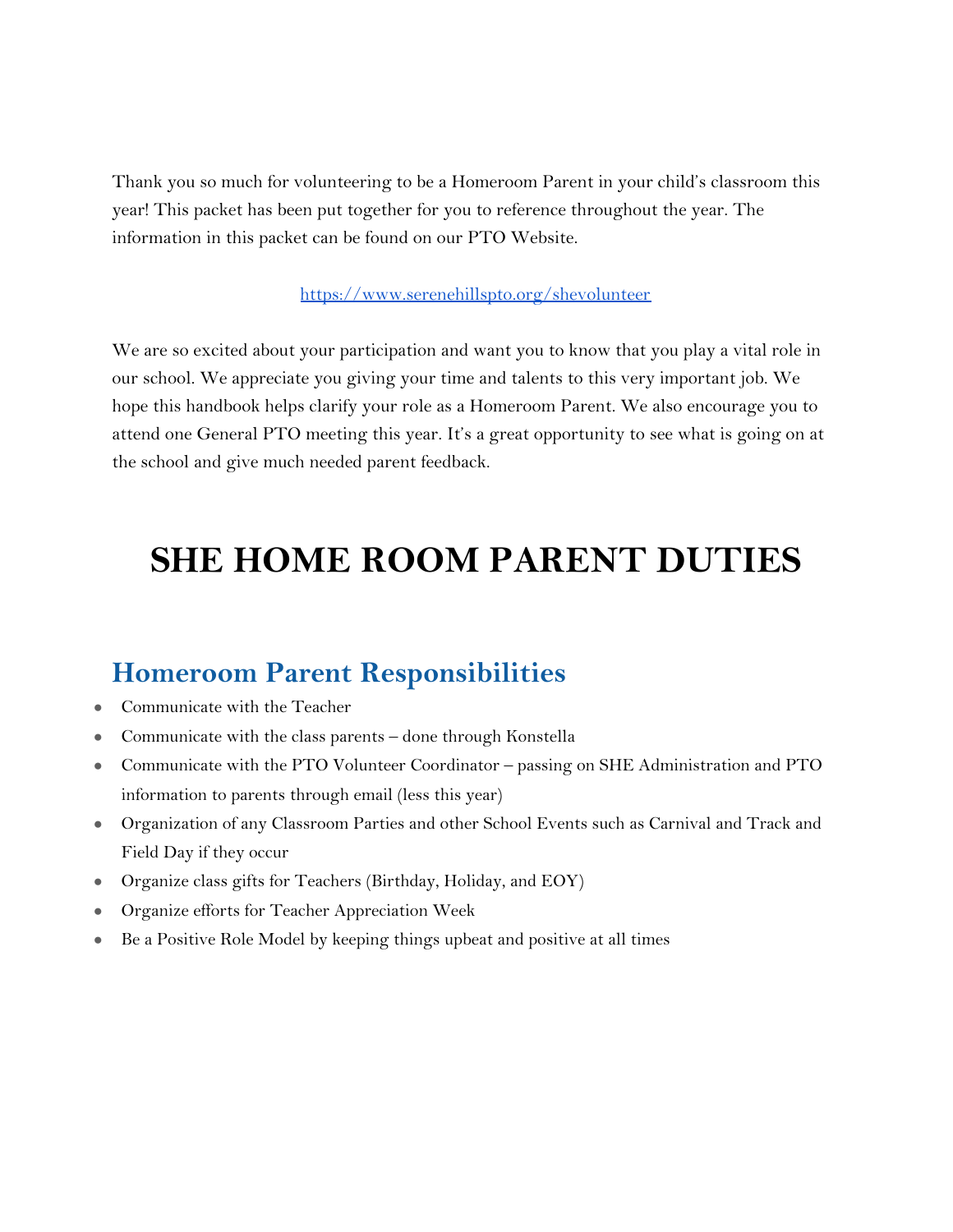Thank you so much for volunteering to be a Homeroom Parent in your child's classroom this year! This packet has been put together for you to reference throughout the year. The information in this packet can be found on our PTO Website.

https://www.serenehillspto.org/shevolunteer

We are so excited about your participation and want you to know that you play a vital role in our school. We appreciate you giving your time and talents to this very important job. We hope this handbook helps clarify your role as a Homeroom Parent. We also encourage you to attend one General PTO meeting this year. It's a great opportunity to see what is going on at the school and give much needed parent feedback.

# SHE HOME ROOM PARENT DUTIES

## Homeroom Parent Responsibilities

- Communicate with the Teacher
- Communicate with the class parents – done through Konstella
- Communicate with the PTO Volunteer Coordinator – passing on SHE Administration and PTO information to parents through email (less this year)
- Organization of any Classroom Parties and other School Events such as Carnival and Track and Field Day if they occur
- Organize class gifts for Teachers (Birthday, Holiday, and EOY)
- Organize efforts for Teacher Appreciation Week
- Be a Positive Role Model by keeping things upbeat and positive at all times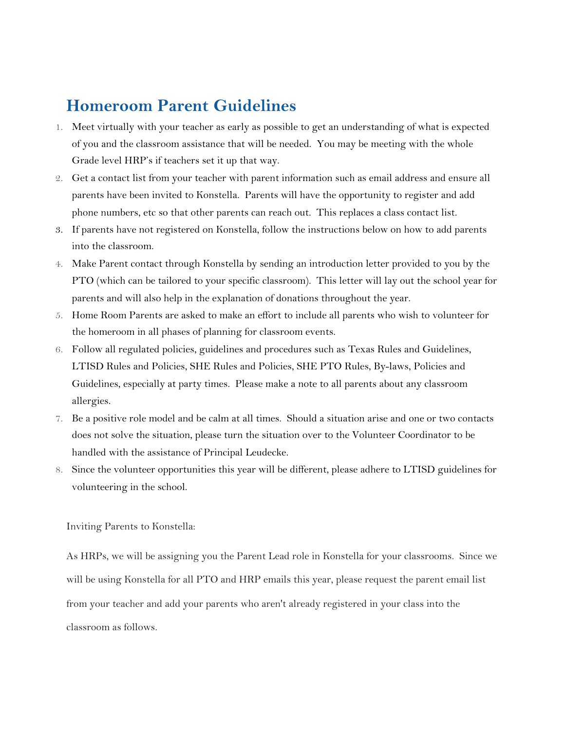# Homeroom Parent Guidelines

1. Meet virtually with your teacher as early as possible to get an understanding of what is expected of you and the classroom assistance that will be needed.  You may be meeting with the whole Grade level HRP's if teachers set it up that way.
2. Get a contact list from your teacher with parent information such as email address and ensure all parents have been invited to Konstella.  Parents will have the opportunity to register and add phone numbers, etc so that other parents can reach out.  This replaces a class contact list.
3. If parents have not registered on Konstella, follow the instructions below on how to add parents into the classroom.
4. Make Parent contact through Konstella by sending an introduction letter provided to you by the PTO (which can be tailored to your specific classroom).  This letter will lay out the school year for parents and will also help in the explanation of donations throughout the year.
5. Home Room Parents are asked to make an effort to include all parents who wish to volunteer for the homeroom in all phases of planning for classroom events.
6. Follow all regulated policies, guidelines and procedures such as Texas Rules and Guidelines, LTISD Rules and Policies, SHE Rules and Policies, SHE PTO Rules, By-laws, Policies and Guidelines, especially at party times.  Please make a note to all parents about any classroom allergies.
7. Be a positive role model and be calm at all times.  Should a situation arise and one or two contacts does not solve the situation, please turn the situation over to the Volunteer Coordinator to be handled with the assistance of Principal Leudecke.
8. Since the volunteer opportunities this year will be different, please adhere to LTISD guidelines for volunteering in the school.

Inviting Parents to Konstella:

As HRPs, we will be assigning you the Parent Lead role in Konstella for your classrooms.  Since we will be using Konstella for all PTO and HRP emails this year, please request the parent email list from your teacher and add your parents who aren't already registered in your class into the classroom as follows.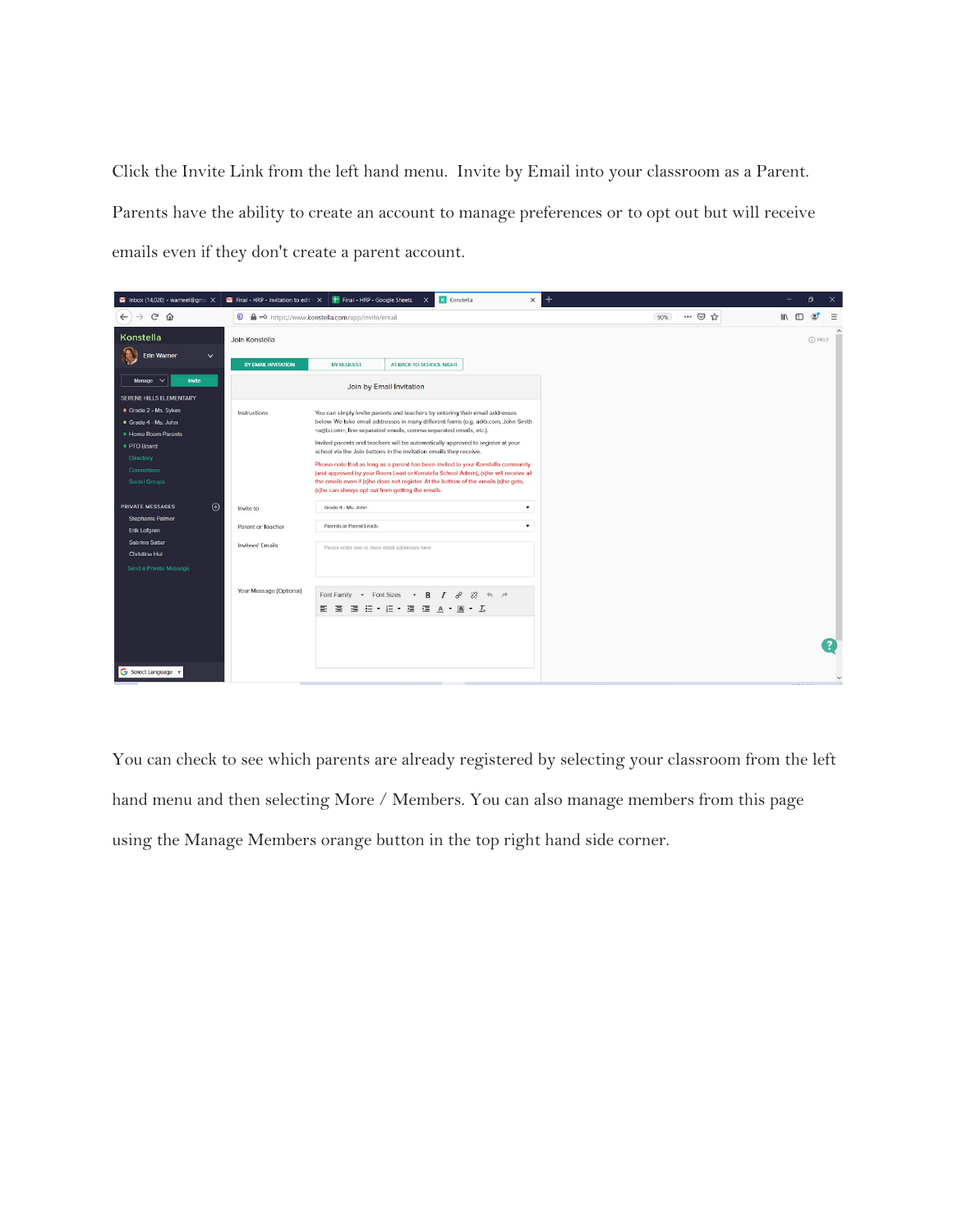Click the Invite Link from the left hand menu. Invite by Email into your classroom as a Parent. Parents have the ability to create an account to manage preferences or to opt out but will receive emails even if they don't create a parent account.

You can check to see which parents are already registered by selecting your classroom from the left hand menu and then selecting More / Members. You can also manage members from this page using the Manage Members orange button in the top right hand side corner.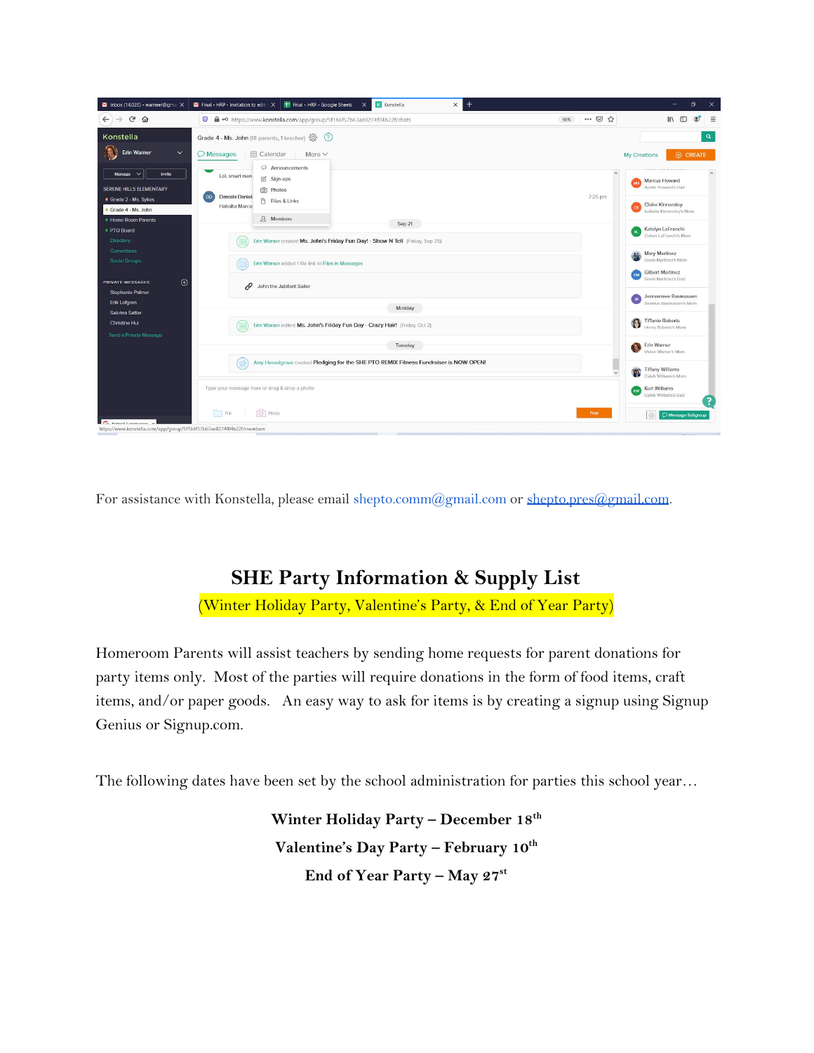For assistance with Konstella, please email shepto.comm@gmail.com or shepto.pres@gmail.com.

## SHE Party Information & Supply List

(Winter Holiday Party, Valentine's Party, & End of Year Party)

Homeroom Parents will assist teachers by sending home requests for parent donations for party items only. Most of the parties will require donations in the form of food items, craft items, and/or paper goods. An easy way to ask for items is by creating a signup using Signup Genius or Signup.com.

The following dates have been set by the school administration for parties this school year…

**Winter Holiday Party – December 18th**

**Valentine's Day Party – February 10th**

**End of Year Party – May 27st**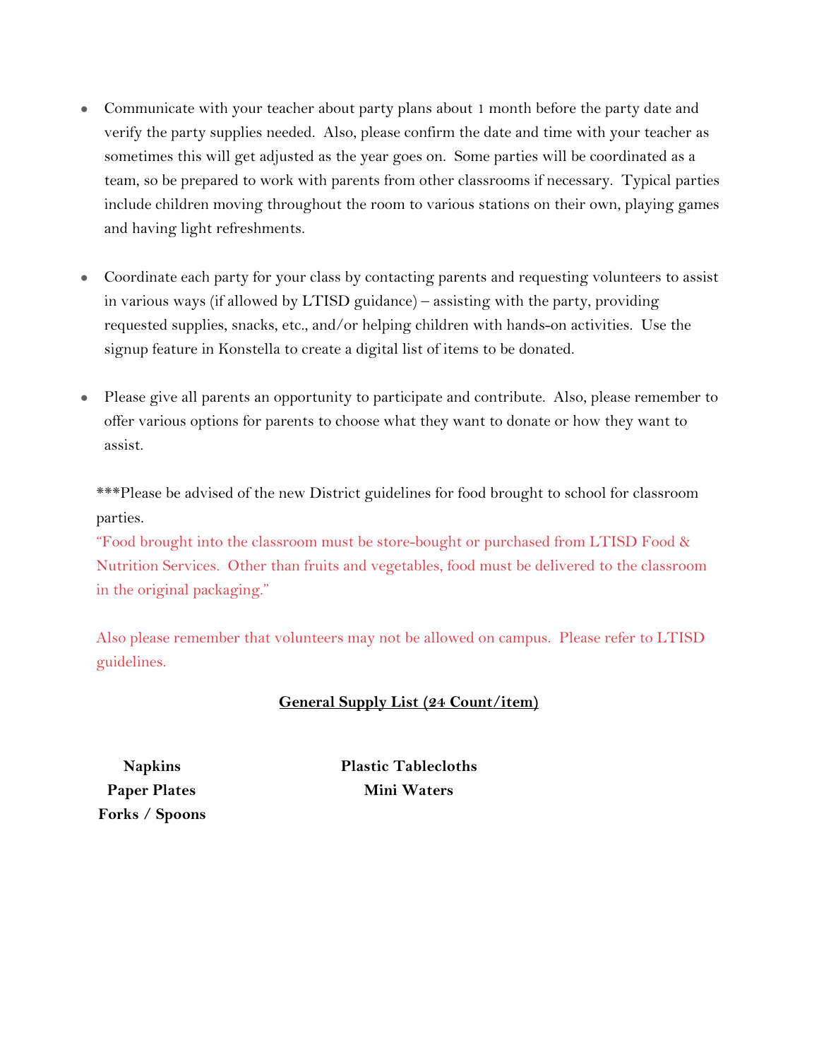- Communicate with your teacher about party plans about 1 month before the party date and verify the party supplies needed. Also, please confirm the date and time with your teacher as sometimes this will get adjusted as the year goes on. Some parties will be coordinated as a team, so be prepared to work with parents from other classrooms if necessary. Typical parties include children moving throughout the room to various stations on their own, playing games and having light refreshments.

- Coordinate each party for your class by contacting parents and requesting volunteers to assist in various ways (if allowed by LTISD guidance) – assisting with the party, providing requested supplies, snacks, etc., and/or helping children with hands-on activities. Use the signup feature in Konstella to create a digital list of items to be donated.

- Please give all parents an opportunity to participate and contribute. Also, please remember to offer various options for parents to choose what they want to donate or how they want to assist.

***Please be advised of the new District guidelines for food brought to school for classroom parties.
"Food brought into the classroom must be store-bought or purchased from LTISD Food & Nutrition Services. Other than fruits and vegetables, food must be delivered to the classroom in the original packaging."

Also please remember that volunteers may not be allowed on campus. Please refer to LTISD guidelines.

**<u>General Supply List (24 Count/item)</u>**

**Napkins**
**Paper Plates**
**Forks / Spoons**
**Plastic Tablecloths**
**Mini Waters**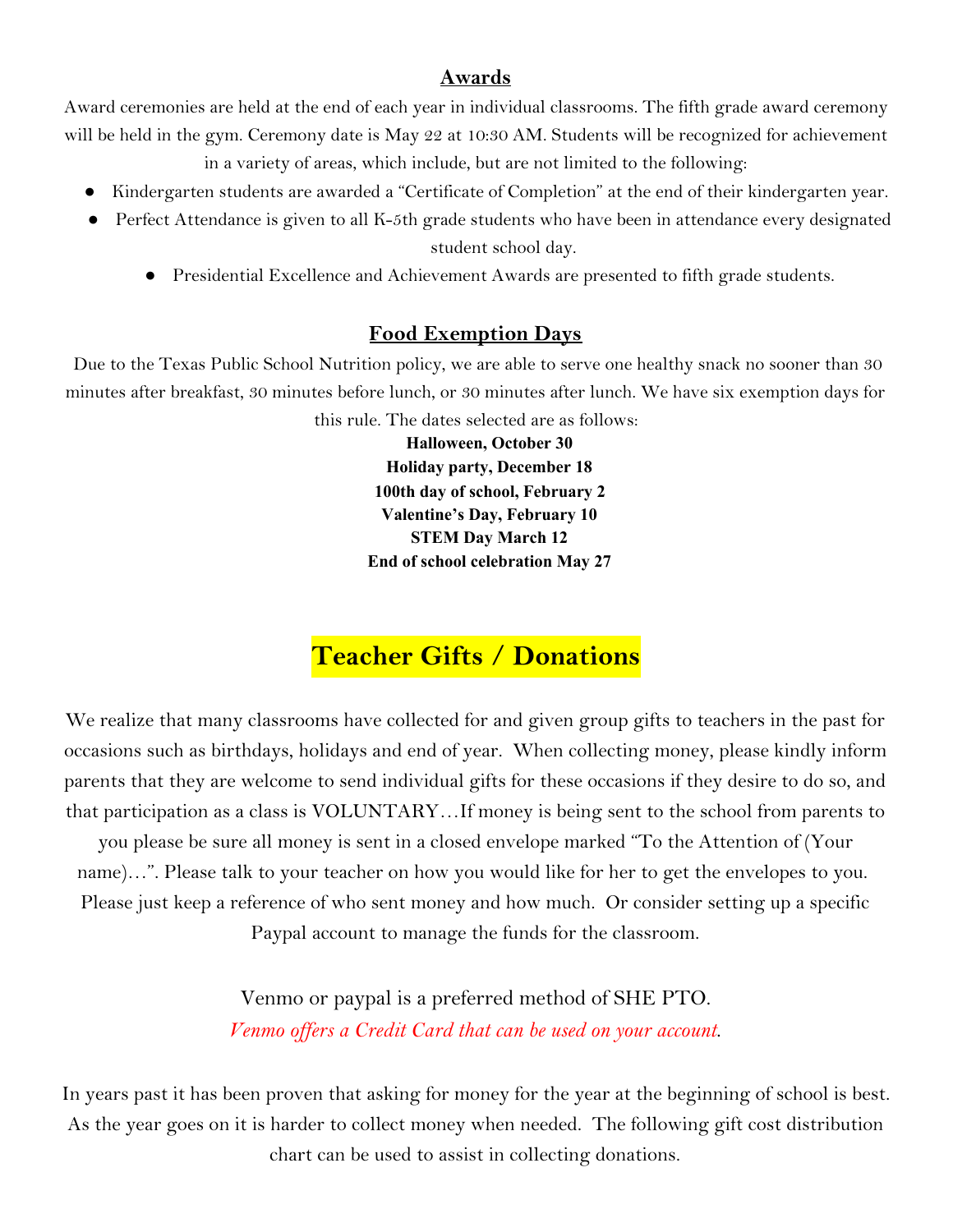## Awards

Award ceremonies are held at the end of each year in individual classrooms. The fifth grade award ceremony will be held in the gym. Ceremony date is May 22 at 10:30 AM. Students will be recognized for achievement in a variety of areas, which include, but are not limited to the following:

- Kindergarten students are awarded a "Certificate of Completion" at the end of their kindergarten year.
- Perfect Attendance is given to all K-5th grade students who have been in attendance every designated student school day.
- Presidential Excellence and Achievement Awards are presented to fifth grade students.

## Food Exemption Days

Due to the Texas Public School Nutrition policy, we are able to serve one healthy snack no sooner than 30 minutes after breakfast, 30 minutes before lunch, or 30 minutes after lunch. We have six exemption days for this rule. The dates selected are as follows:

**Halloween, October 30**
**Holiday party, December 18**
**100th day of school, February 2**
**Valentine's Day, February 10**
**STEM Day March 12**
**End of school celebration May 27**

# Teacher Gifts / Donations

We realize that many classrooms have collected for and given group gifts to teachers in the past for occasions such as birthdays, holidays and end of year. When collecting money, please kindly inform parents that they are welcome to send individual gifts for these occasions if they desire to do so, and that participation as a class is VOLUNTARY…If money is being sent to the school from parents to you please be sure all money is sent in a closed envelope marked "To the Attention of (Your name)…". Please talk to your teacher on how you would like for her to get the envelopes to you. Please just keep a reference of who sent money and how much. Or consider setting up a specific Paypal account to manage the funds for the classroom.

Venmo or paypal is a preferred method of SHE PTO.
*Venmo offers a Credit Card that can be used on your account*.

In years past it has been proven that asking for money for the year at the beginning of school is best. As the year goes on it is harder to collect money when needed. The following gift cost distribution chart can be used to assist in collecting donations.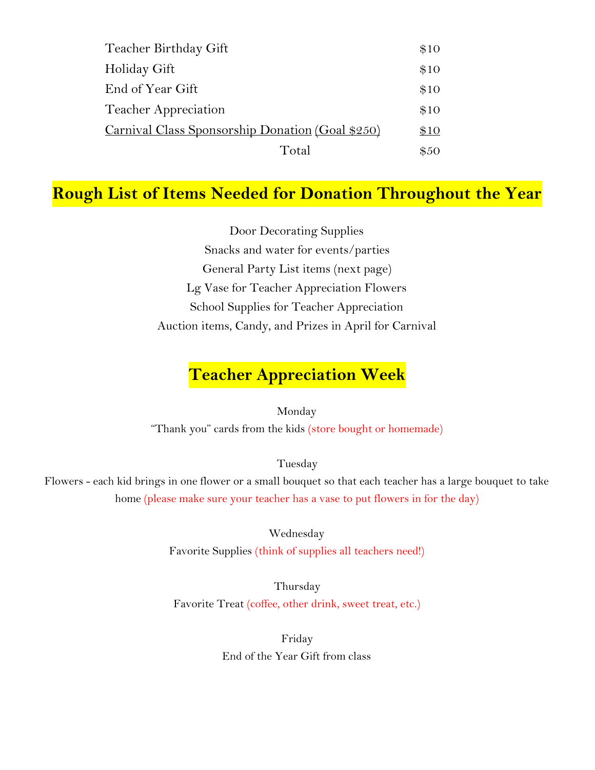| | |
|---|---|
| Teacher Birthday Gift | $10 |
| Holiday Gift | $10 |
| End of Year Gift | $10 |
| Teacher Appreciation | $10 |
| Carnival Class Sponsorship Donation (Goal $250) | $10 |
| Total | $50 |

## Rough List of Items Needed for Donation Throughout the Year

Door Decorating Supplies

Snacks and water for events/parties

General Party List items (next page)

Lg Vase for Teacher Appreciation Flowers

School Supplies for Teacher Appreciation

Auction items, Candy, and Prizes in April for Carnival

## Teacher Appreciation Week

Monday

"Thank you" cards from the kids (store bought or homemade)

Tuesday

Flowers - each kid brings in one flower or a small bouquet so that each teacher has a large bouquet to take home (please make sure your teacher has a vase to put flowers in for the day)

Wednesday

Favorite Supplies (think of supplies all teachers need!)

Thursday

Favorite Treat (coffee, other drink, sweet treat, etc.)

Friday

End of the Year Gift from class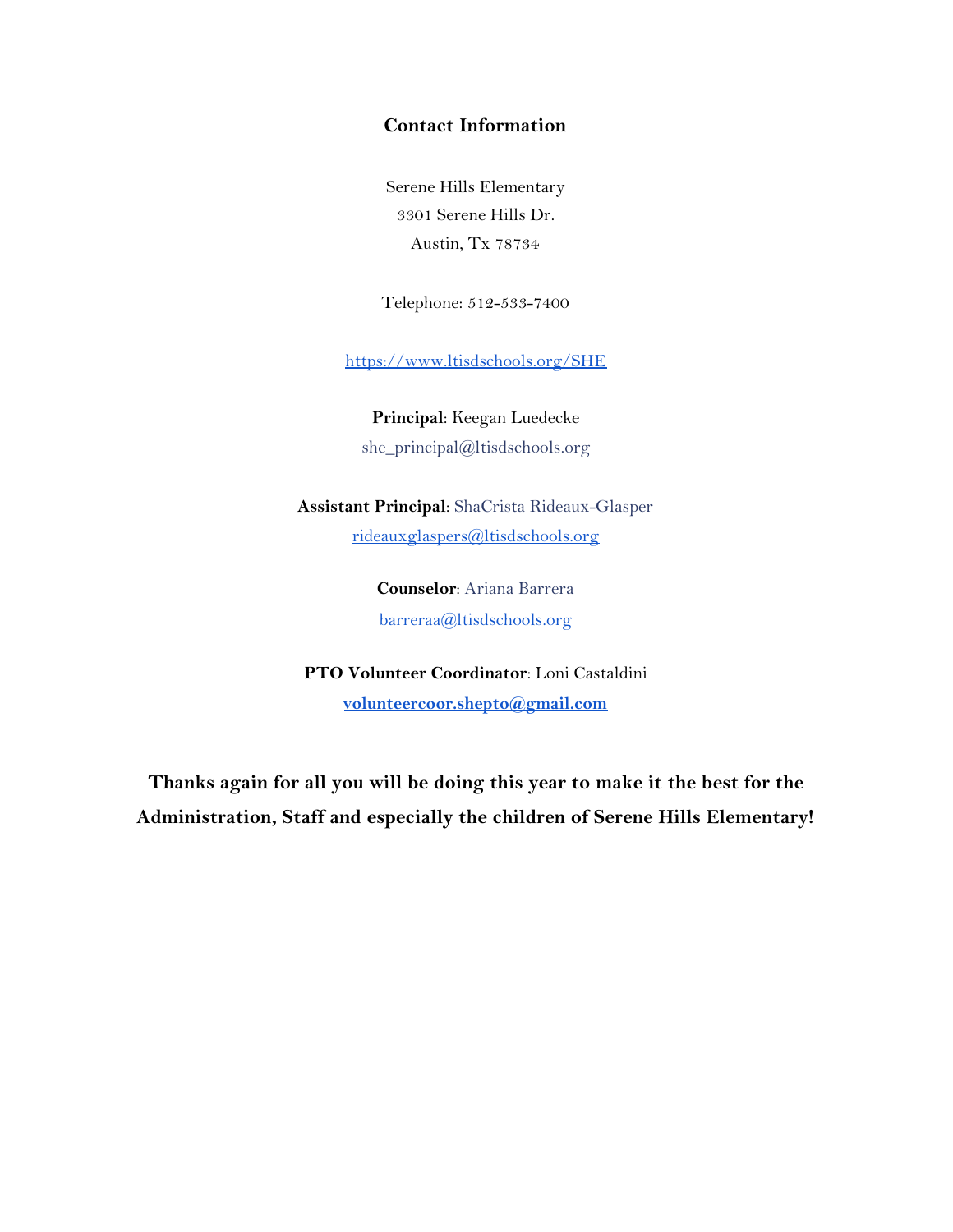## Contact Information

Serene Hills Elementary
3301 Serene Hills Dr.
Austin, Tx 78734

Telephone: 512-533-7400

https://www.ltisdschools.org/SHE

**Principal**: Keegan Luedecke
she_principal@ltisdschools.org

**Assistant Principal**: ShaCrista Rideaux-Glasper
rideauxglaspers@ltisdschools.org

**Counselor**: Ariana Barrera
barreraa@ltisdschools.org

**PTO Volunteer Coordinator**: Loni Castaldini
**volunteercoor.shepto@gmail.com**

**Thanks again for all you will be doing this year to make it the best for the Administration, Staff and especially the children of Serene Hills Elementary!**